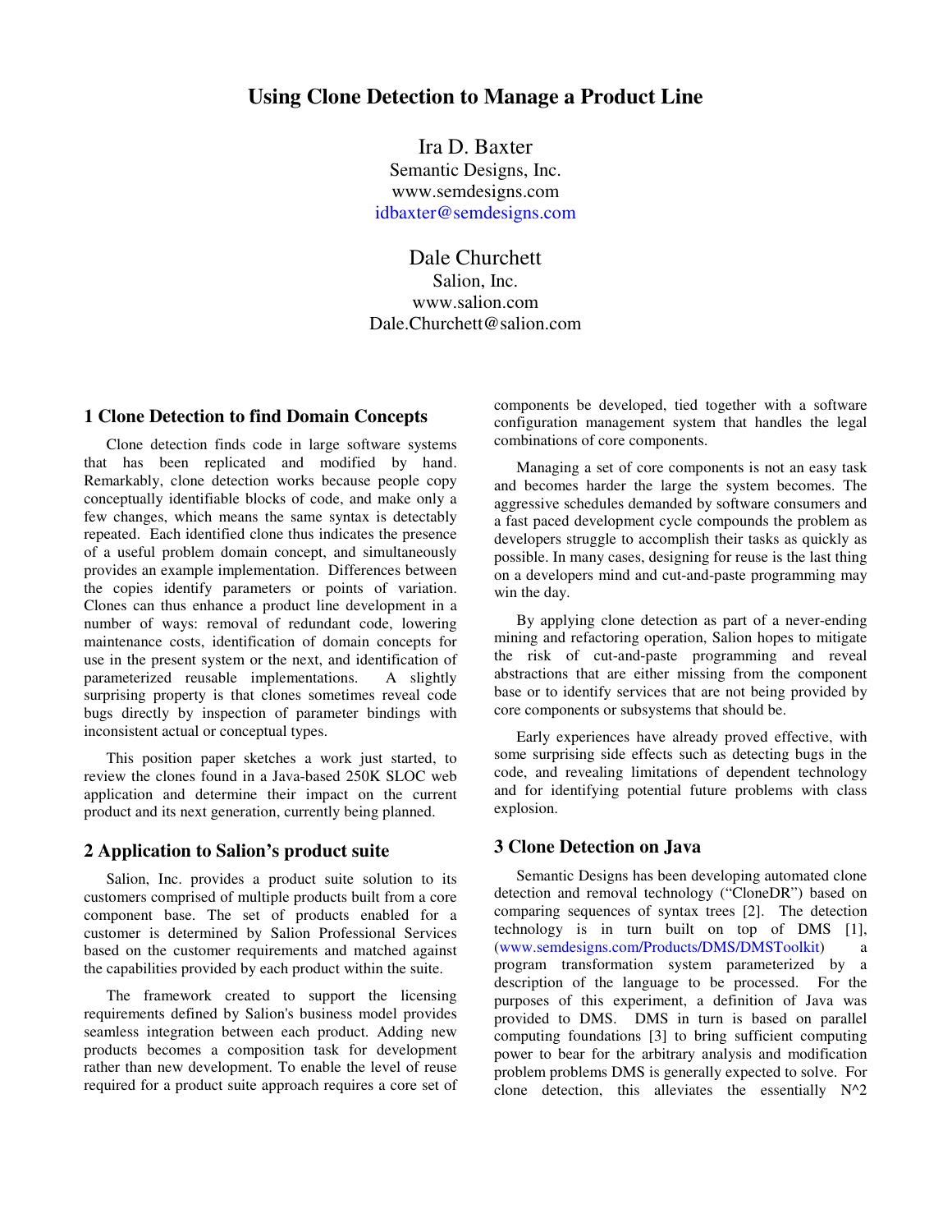# Using Clone Detection to Manage a Product Line

Ira D. Baxter
Semantic Designs, Inc.
www.semdesigns.com
idbaxter@semdesigns.com

Dale Churchett
Salion, Inc.
www.salion.com
Dale.Churchett@salion.com

## 1 Clone Detection to find Domain Concepts

Clone detection finds code in large software systems that has been replicated and modified by hand. Remarkably, clone detection works because people copy conceptually identifiable blocks of code, and make only a few changes, which means the same syntax is detectably repeated. Each identified clone thus indicates the presence of a useful problem domain concept, and simultaneously provides an example implementation. Differences between the copies identify parameters or points of variation. Clones can thus enhance a product line development in a number of ways: removal of redundant code, lowering maintenance costs, identification of domain concepts for use in the present system or the next, and identification of parameterized reusable implementations. A slightly surprising property is that clones sometimes reveal code bugs directly by inspection of parameter bindings with inconsistent actual or conceptual types.

This position paper sketches a work just started, to review the clones found in a Java-based 250K SLOC web application and determine their impact on the current product and its next generation, currently being planned.

## 2 Application to Salion's product suite

Salion, Inc. provides a product suite solution to its customers comprised of multiple products built from a core component base. The set of products enabled for a customer is determined by Salion Professional Services based on the customer requirements and matched against the capabilities provided by each product within the suite.

The framework created to support the licensing requirements defined by Salion's business model provides seamless integration between each product. Adding new products becomes a composition task for development rather than new development. To enable the level of reuse required for a product suite approach requires a core set of components be developed, tied together with a software configuration management system that handles the legal combinations of core components.

Managing a set of core components is not an easy task and becomes harder the large the system becomes. The aggressive schedules demanded by software consumers and a fast paced development cycle compounds the problem as developers struggle to accomplish their tasks as quickly as possible. In many cases, designing for reuse is the last thing on a developers mind and cut-and-paste programming may win the day.

By applying clone detection as part of a never-ending mining and refactoring operation, Salion hopes to mitigate the risk of cut-and-paste programming and reveal abstractions that are either missing from the component base or to identify services that are not being provided by core components or subsystems that should be.

Early experiences have already proved effective, with some surprising side effects such as detecting bugs in the code, and revealing limitations of dependent technology and for identifying potential future problems with class explosion.

## 3 Clone Detection on Java

Semantic Designs has been developing automated clone detection and removal technology ("CloneDR") based on comparing sequences of syntax trees [2]. The detection technology is in turn built on top of DMS [1], (www.semdesigns.com/Products/DMS/DMSToolkit) a program transformation system parameterized by a description of the language to be processed. For the purposes of this experiment, a definition of Java was provided to DMS. DMS in turn is based on parallel computing foundations [3] to bring sufficient computing power to bear for the arbitrary analysis and modification problem problems DMS is generally expected to solve. For clone detection, this alleviates the essentially N^2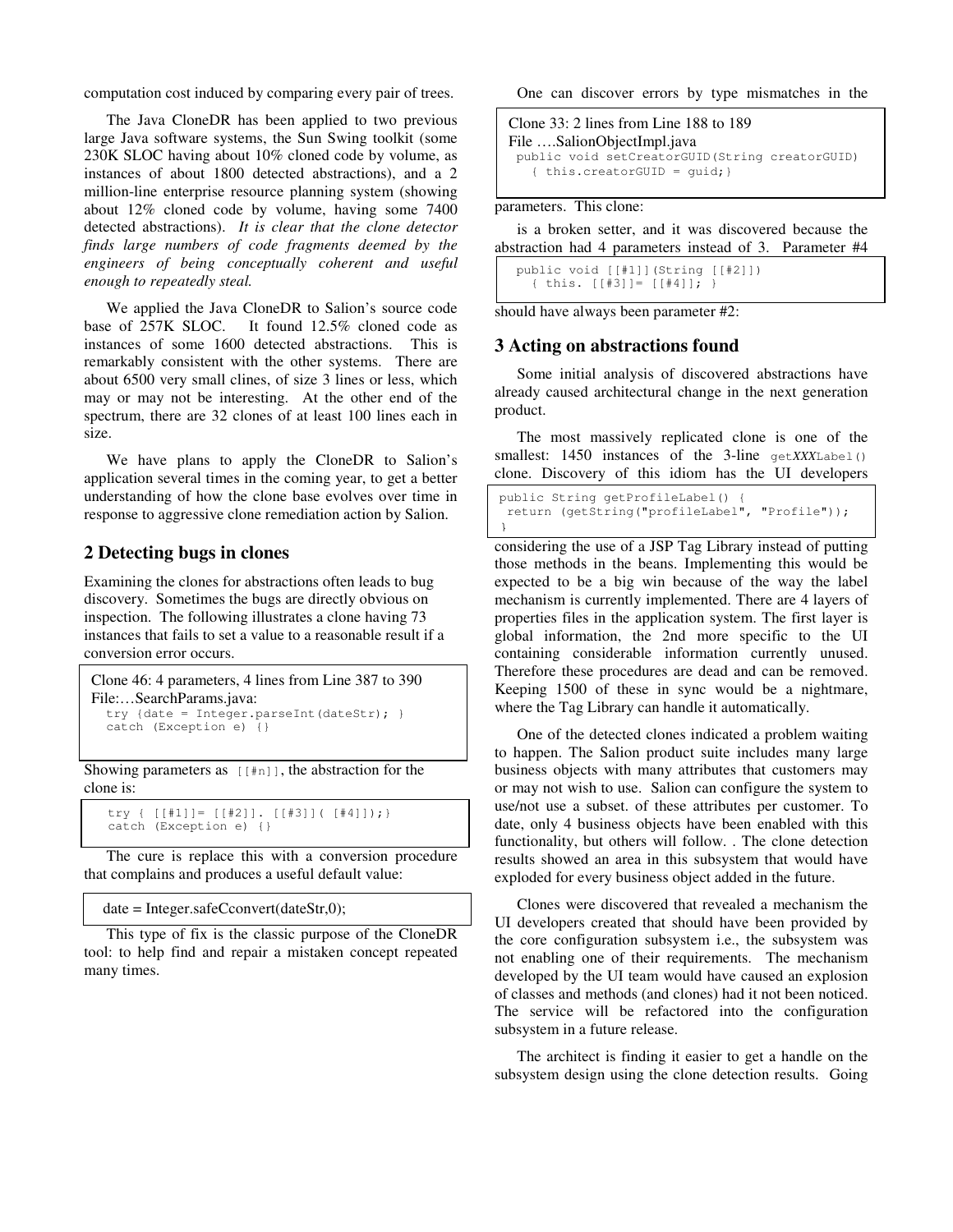computation cost induced by comparing every pair of trees.

The Java CloneDR has been applied to two previous large Java software systems, the Sun Swing toolkit (some 230K SLOC having about 10% cloned code by volume, as instances of about 1800 detected abstractions), and a 2 million-line enterprise resource planning system (showing about 12% cloned code by volume, having some 7400 detected abstractions). *It is clear that the clone detector finds large numbers of code fragments deemed by the engineers of being conceptually coherent and useful enough to repeatedly steal.*

We applied the Java CloneDR to Salion's source code base of 257K SLOC. It found 12.5% cloned code as instances of some 1600 detected abstractions. This is remarkably consistent with the other systems. There are about 6500 very small clines, of size 3 lines or less, which may or may not be interesting. At the other end of the spectrum, there are 32 clones of at least 100 lines each in size.

We have plans to apply the CloneDR to Salion's application several times in the coming year, to get a better understanding of how the clone base evolves over time in response to aggressive clone remediation action by Salion.

## 2 Detecting bugs in clones

Examining the clones for abstractions often leads to bug discovery. Sometimes the bugs are directly obvious on inspection. The following illustrates a clone having 73 instances that fails to set a value to a reasonable result if a conversion error occurs.

```
Clone 46: 4 parameters, 4 lines from Line 387 to 390
File:…SearchParams.java:
  try {date = Integer.parseInt(dateStr); }
  catch (Exception e) {}
```

Showing parameters as `[[#n]]`, the abstraction for the clone is:

```
try { [[#1]]= [[#2]]. [[#3]]( [#4]]);}
catch (Exception e) {}
```

The cure is replace this with a conversion procedure that complains and produces a useful default value:

```
date = Integer.safeCconvert(dateStr,0);
```

This type of fix is the classic purpose of the CloneDR tool: to help find and repair a mistaken concept repeated many times.

One can discover errors by type mismatches in the parameters. This clone:

```
Clone 33: 2 lines from Line 188 to 189
File ….SalionObjectImpl.java
  public void setCreatorGUID(String creatorGUID)
    { this.creatorGUID = guid;}
```

is a broken setter, and it was discovered because the abstraction had 4 parameters instead of 3. Parameter #4 should have always been parameter #2:

```
public void [[#1]](String [[#2]])
  { this. [[#3]]= [[#4]]; }
```

## 3 Acting on abstractions found

Some initial analysis of discovered abstractions have already caused architectural change in the next generation product.

The most massively replicated clone is one of the smallest: 1450 instances of the 3-line `get`*XXX*`Label()` clone. Discovery of this idiom has the UI developers considering the use of a JSP Tag Library instead of putting those methods in the beans. Implementing this would be expected to be a big win because of the way the label mechanism is currently implemented. There are 4 layers of properties files in the application system. The first layer is global information, the 2nd more specific to the UI containing considerable information currently unused. Therefore these procedures are dead and can be removed. Keeping 1500 of these in sync would be a nightmare, where the Tag Library can handle it automatically.

```
public String getProfileLabel() {
 return (getString("profileLabel", "Profile"));
}
```

One of the detected clones indicated a problem waiting to happen. The Salion product suite includes many large business objects with many attributes that customers may or may not wish to use. Salion can configure the system to use/not use a subset. of these attributes per customer. To date, only 4 business objects have been enabled with this functionality, but others will follow. . The clone detection results showed an area in this subsystem that would have exploded for every business object added in the future.

Clones were discovered that revealed a mechanism the UI developers created that should have been provided by the core configuration subsystem i.e., the subsystem was not enabling one of their requirements. The mechanism developed by the UI team would have caused an explosion of classes and methods (and clones) had it not been noticed. The service will be refactored into the configuration subsystem in a future release.

The architect is finding it easier to get a handle on the subsystem design using the clone detection results. Going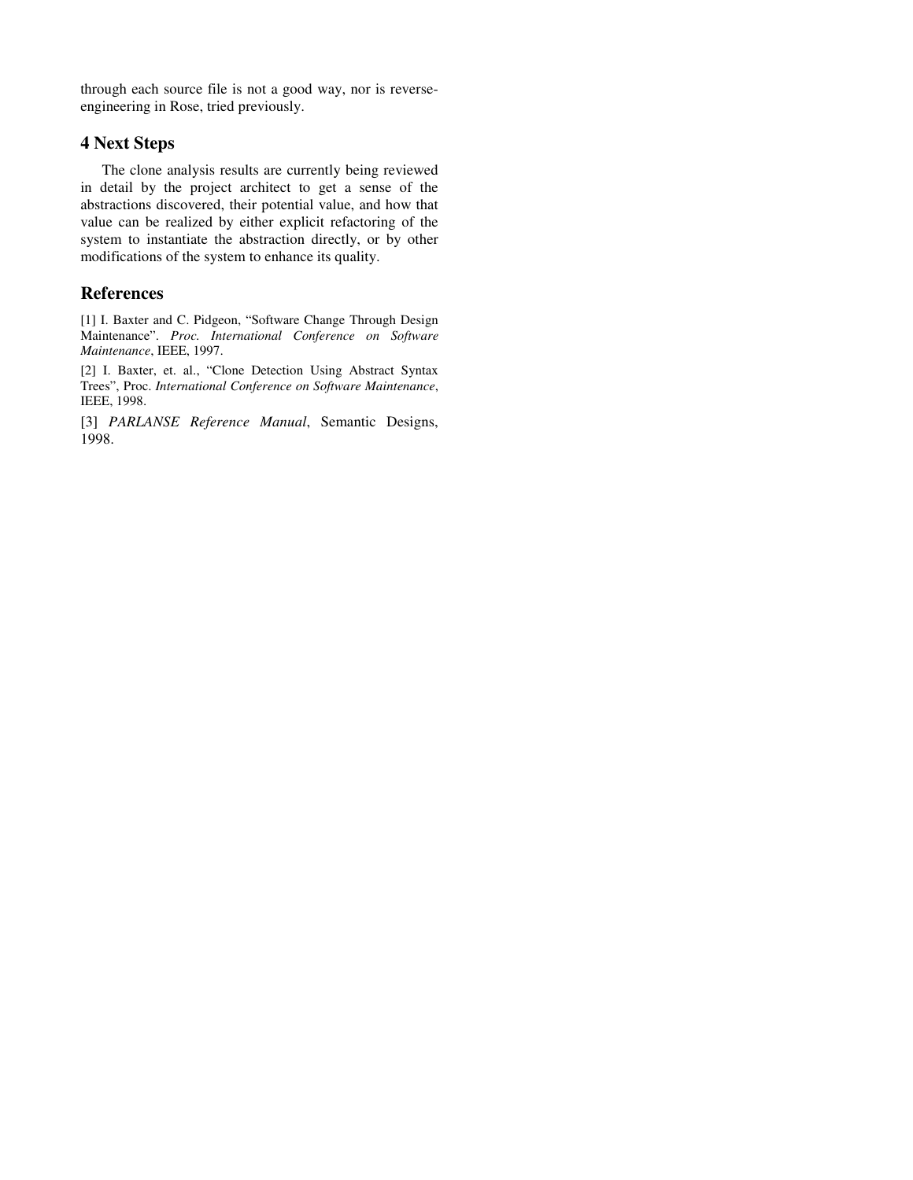through each source file is not a good way, nor is reverse-engineering in Rose, tried previously.

## 4 Next Steps

The clone analysis results are currently being reviewed in detail by the project architect to get a sense of the abstractions discovered, their potential value, and how that value can be realized by either explicit refactoring of the system to instantiate the abstraction directly, or by other modifications of the system to enhance its quality.

## References

[1] I. Baxter and C. Pidgeon, "Software Change Through Design Maintenance". *Proc. International Conference on Software Maintenance*, IEEE, 1997.

[2] I. Baxter, et. al., "Clone Detection Using Abstract Syntax Trees", Proc. *International Conference on Software Maintenance*, IEEE, 1998.

[3] *PARLANSE Reference Manual*, Semantic Designs, 1998.